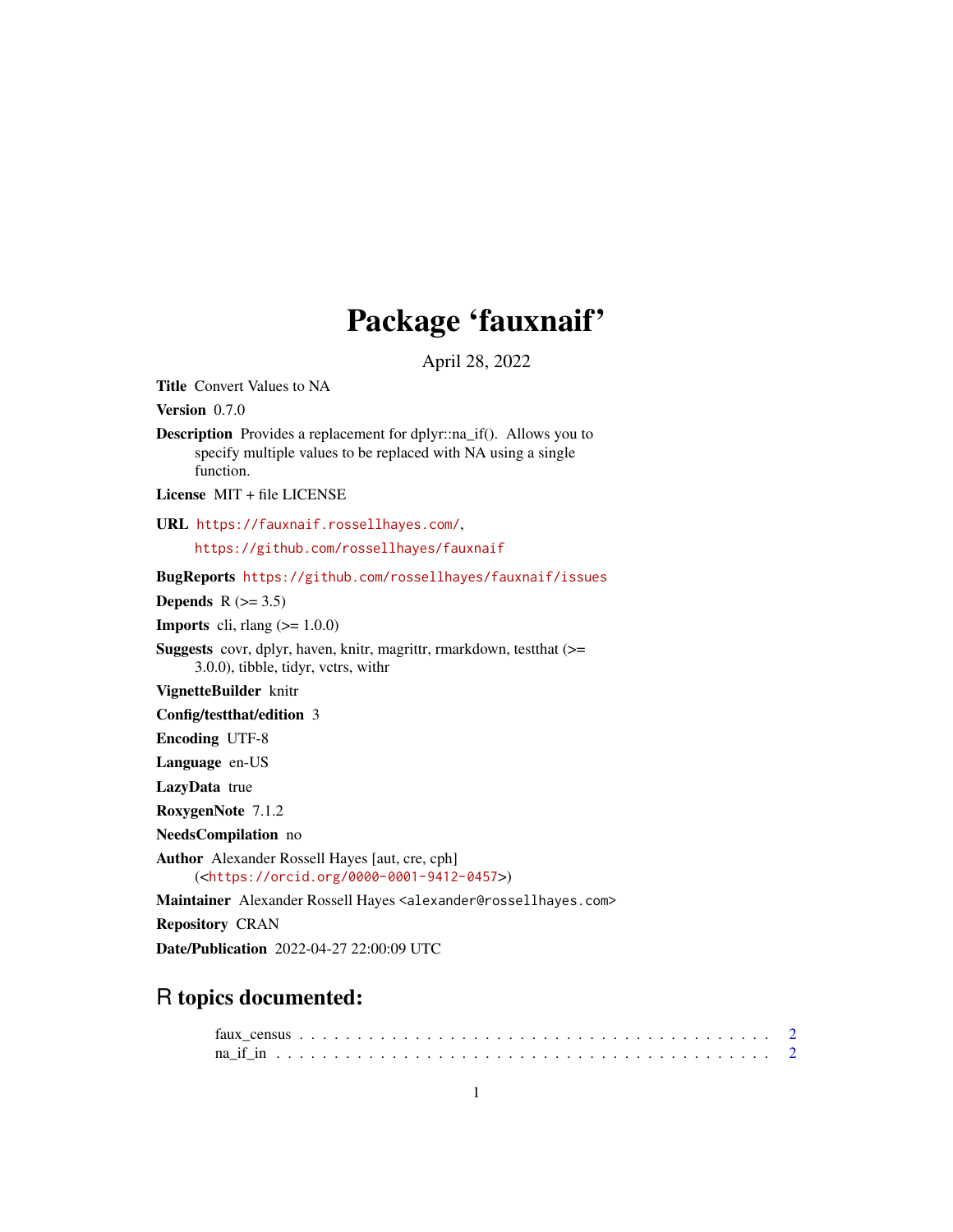# Package 'fauxnaif'

April 28, 2022

**Title** Convert Values to NA

**Version** 0.7.0

**Description** Provides a replacement for dplyr::na_if(). Allows you to specify multiple values to be replaced with NA using a single function.

**License** MIT + file LICENSE

**URL** https://fauxnaif.rossellhayes.com/, https://github.com/rossellhayes/fauxnaif

**BugReports** https://github.com/rossellhayes/fauxnaif/issues

**Depends** R (>= 3.5)

**Imports** cli, rlang (>= 1.0.0)

**Suggests** covr, dplyr, haven, knitr, magrittr, rmarkdown, testthat (>= 3.0.0), tibble, tidyr, vctrs, withr

**VignetteBuilder** knitr

**Config/testthat/edition** 3

**Encoding** UTF-8

**Language** en-US

**LazyData** true

**RoxygenNote** 7.1.2

**NeedsCompilation** no

**Author** Alexander Rossell Hayes [aut, cre, cph] (<https://orcid.org/0000-0001-9412-0457>)

**Maintainer** Alexander Rossell Hayes <alexander@rossellhayes.com>

**Repository** CRAN

**Date/Publication** 2022-04-27 22:00:09 UTC

## R topics documented:

faux_census . . . . . . . . . . . . . . . . . . . . . . . . . . . . . . . . . . . . . . . 2
na_if_in . . . . . . . . . . . . . . . . . . . . . . . . . . . . . . . . . . . . . . . . . 2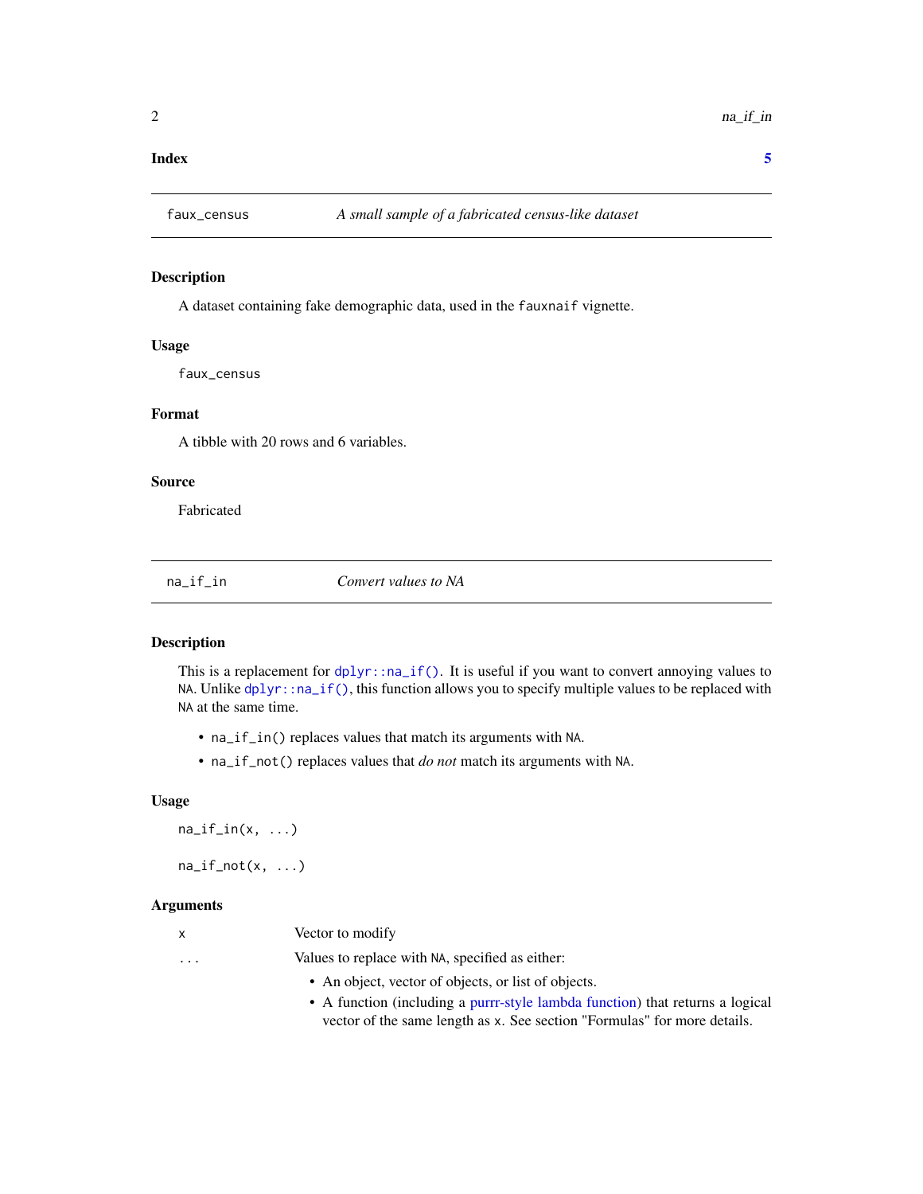**Index** **5**

---

`faux_census` *A small sample of a fabricated census-like dataset*

---

### Description

A dataset containing fake demographic data, used in the `fauxnaif` vignette.

### Usage

```
faux_census
```

### Format

A tibble with 20 rows and 6 variables.

### Source

Fabricated

---

`na_if_in` *Convert values to NA*

---

### Description

This is a replacement for `dplyr::na_if()`. It is useful if you want to convert annoying values to `NA`. Unlike `dplyr::na_if()`, this function allows you to specify multiple values to be replaced with `NA` at the same time.

- `na_if_in()` replaces values that match its arguments with `NA`.
- `na_if_not()` replaces values that *do not* match its arguments with `NA`.

### Usage

```
na_if_in(x, ...)

na_if_not(x, ...)
```

### Arguments

| | |
|---|---|
| `x` | Vector to modify |
| `...` | Values to replace with `NA`, specified as either: <br>• An object, vector of objects, or list of objects. <br>• A function (including a purrr-style lambda function) that returns a logical vector of the same length as `x`. See section "Formulas" for more details. |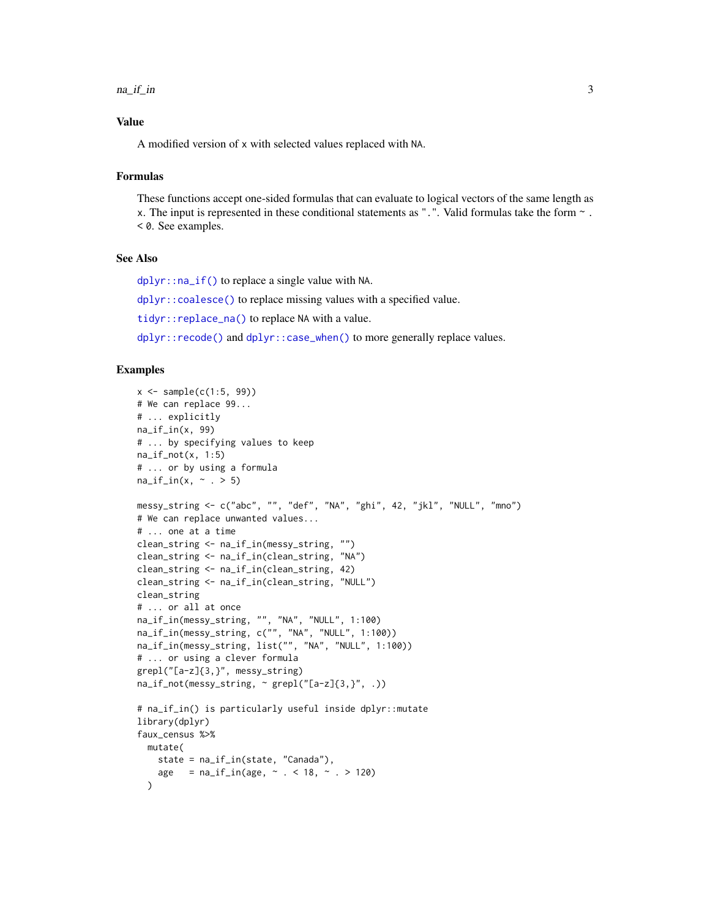### Value

A modified version of `x` with selected values replaced with `NA`.

### Formulas

These functions accept one-sided formulas that can evaluate to logical vectors of the same length as `x`. The input is represented in these conditional statements as ".". Valid formulas take the form `~ . < 0`. See examples.

### See Also

`dplyr::na_if()` to replace a single value with `NA`.

`dplyr::coalesce()` to replace missing values with a specified value.

`tidyr::replace_na()` to replace `NA` with a value.

`dplyr::recode()` and `dplyr::case_when()` to more generally replace values.

### Examples

```
x <- sample(c(1:5, 99))
# We can replace 99...
# ... explicitly
na_if_in(x, 99)
# ... by specifying values to keep
na_if_not(x, 1:5)
# ... or by using a formula
na_if_in(x, ~ . > 5)

messy_string <- c("abc", "", "def", "NA", "ghi", 42, "jkl", "NULL", "mno")
# We can replace unwanted values...
# ... one at a time
clean_string <- na_if_in(messy_string, "")
clean_string <- na_if_in(clean_string, "NA")
clean_string <- na_if_in(clean_string, 42)
clean_string <- na_if_in(clean_string, "NULL")
clean_string
# ... or all at once
na_if_in(messy_string, "", "NA", "NULL", 1:100)
na_if_in(messy_string, c("", "NA", "NULL", 1:100))
na_if_in(messy_string, list("", "NA", "NULL", 1:100))
# ... or using a clever formula
grepl("[a-z]{3,}", messy_string)
na_if_not(messy_string, ~ grepl("[a-z]{3,}", .))

# na_if_in() is particularly useful inside dplyr::mutate
library(dplyr)
faux_census %>%
  mutate(
    state = na_if_in(state, "Canada"),
    age   = na_if_in(age, ~ . < 18, ~ . > 120)
  )
```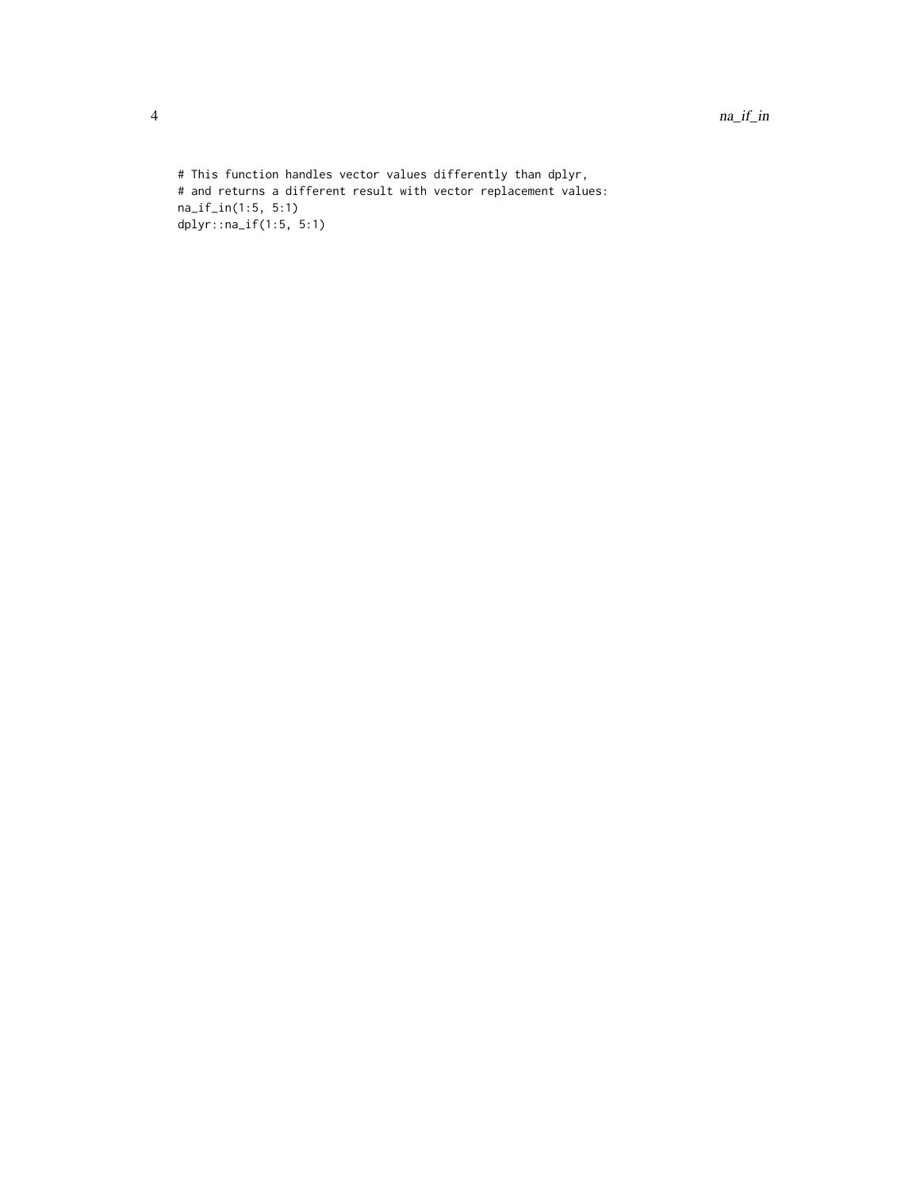```
# This function handles vector values differently than dplyr,
# and returns a different result with vector replacement values:
na_if_in(1:5, 5:1)
dplyr::na_if(1:5, 5:1)
```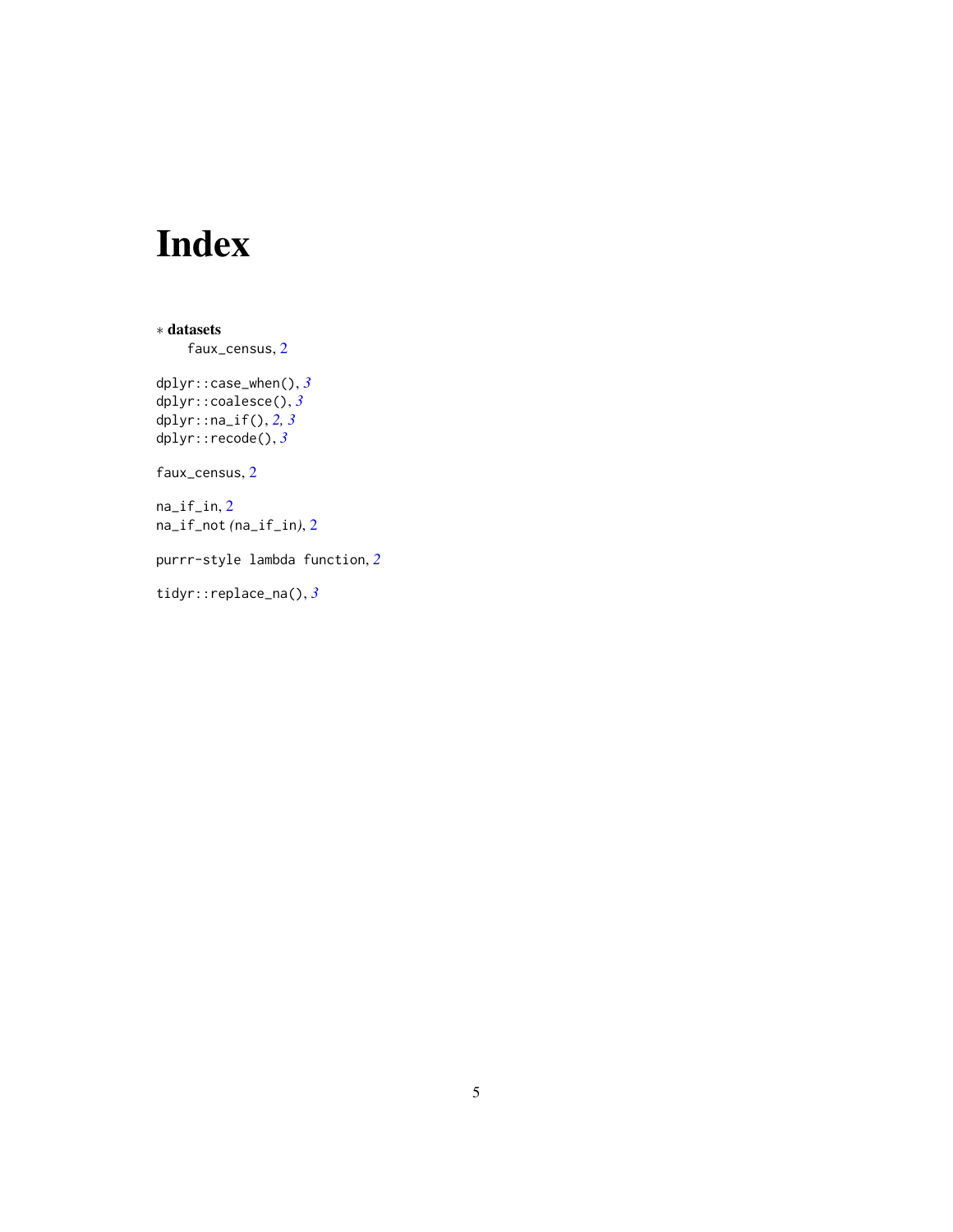# Index

∗ **datasets**
    faux_census, 2

dplyr::case_when(), *3*
dplyr::coalesce(), *3*
dplyr::na_if(), *2, 3*
dplyr::recode(), *3*

faux_census, 2

na_if_in, 2
na_if_not *(*na_if_in*)*, 2

purrr-style lambda function, *2*

tidyr::replace_na(), *3*